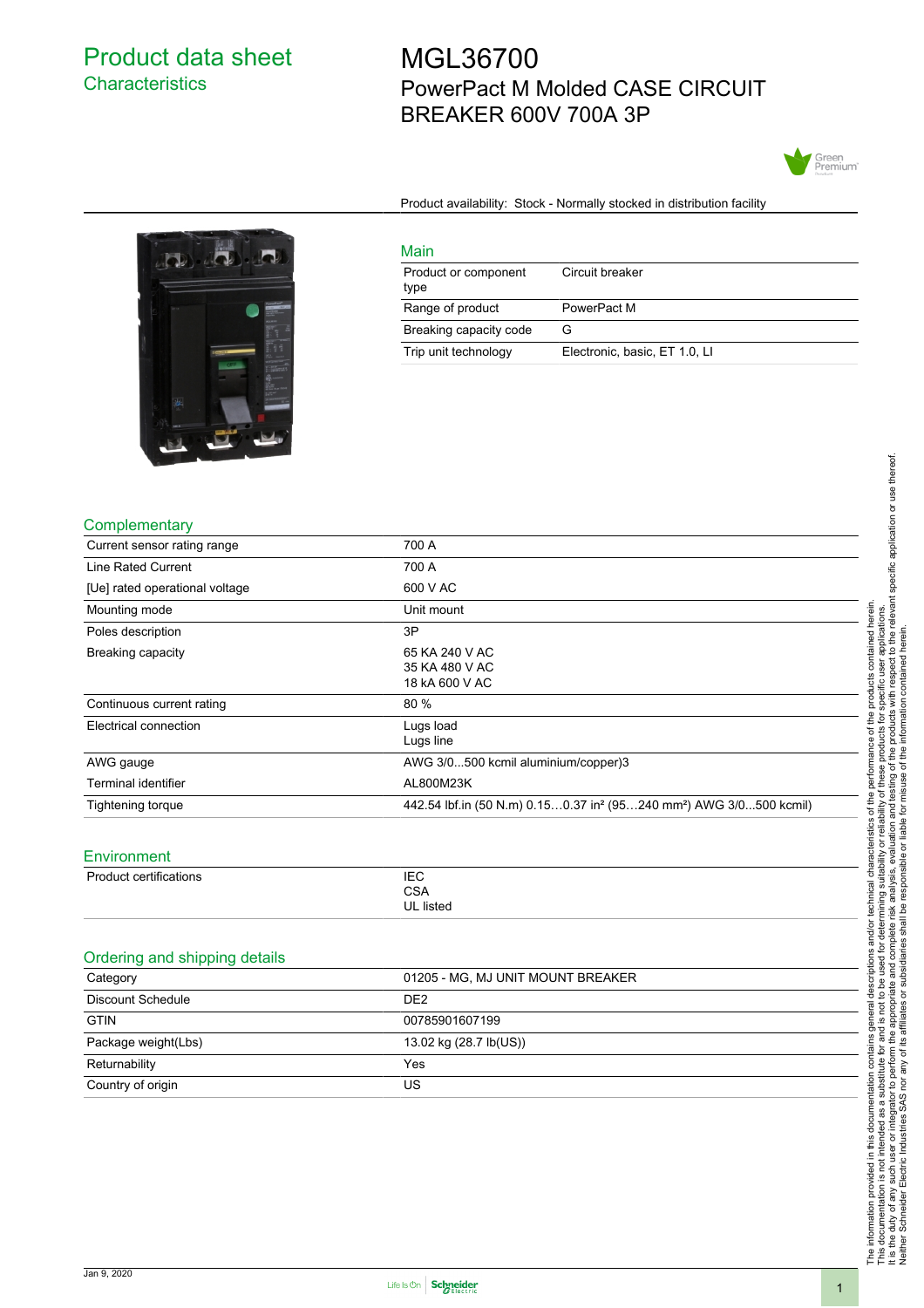# Product data sheet
## Characteristics

# MGL36700
## PowerPact M Molded CASE CIRCUIT BREAKER 600V 700A 3P

Product availability: Stock - Normally stocked in distribution facility

### Main

| | |
|---|---|
| Product or component type | Circuit breaker |
| Range of product | PowerPact M |
| Breaking capacity code | G |
| Trip unit technology | Electronic, basic, ET 1.0, LI |

### Complementary

| | |
|---|---|
| Current sensor rating range | 700 A |
| Line Rated Current | 700 A |
| [Ue] rated operational voltage | 600 V AC |
| Mounting mode | Unit mount |
| Poles description | 3P |
| Breaking capacity | 65 KA 240 V AC<br>35 KA 480 V AC<br>18 kA 600 V AC |
| Continuous current rating | 80 % |
| Electrical connection | Lugs load<br>Lugs line |
| AWG gauge | AWG 3/0...500 kcmil aluminium/copper)3 |
| Terminal identifier | AL800M23K |
| Tightening torque | 442.54 lbf.in (50 N.m) 0.15…0.37 in² (95…240 mm²) AWG 3/0...500 kcmil) |

### Environment

| | |
|---|---|
| Product certifications | IEC<br>CSA<br>UL listed |

### Ordering and shipping details

| | |
|---|---|
| Category | 01205 - MG, MJ UNIT MOUNT BREAKER |
| Discount Schedule | DE2 |
| GTIN | 00785901607199 |
| Package weight(Lbs) | 13.02 kg (28.7 lb(US)) |
| Returnability | Yes |
| Country of origin | US |

The information provided in this documentation contains general descriptions and/or technical characteristics of the performance of the products contained herein. This documentation is not intended as a substitute for and is not to be used for determining suitability or reliability of these products for specific user applications. It is the duty of any such user or integrator to perform the appropriate and complete risk analysis, evaluation and testing of the products with respect to the relevant specific application or use thereof. Neither Schneider Electric Industries SAS nor any of its affiliates or subsidiaries shall be responsible or liable for misuse of the information contained herein.

Jan 9, 2020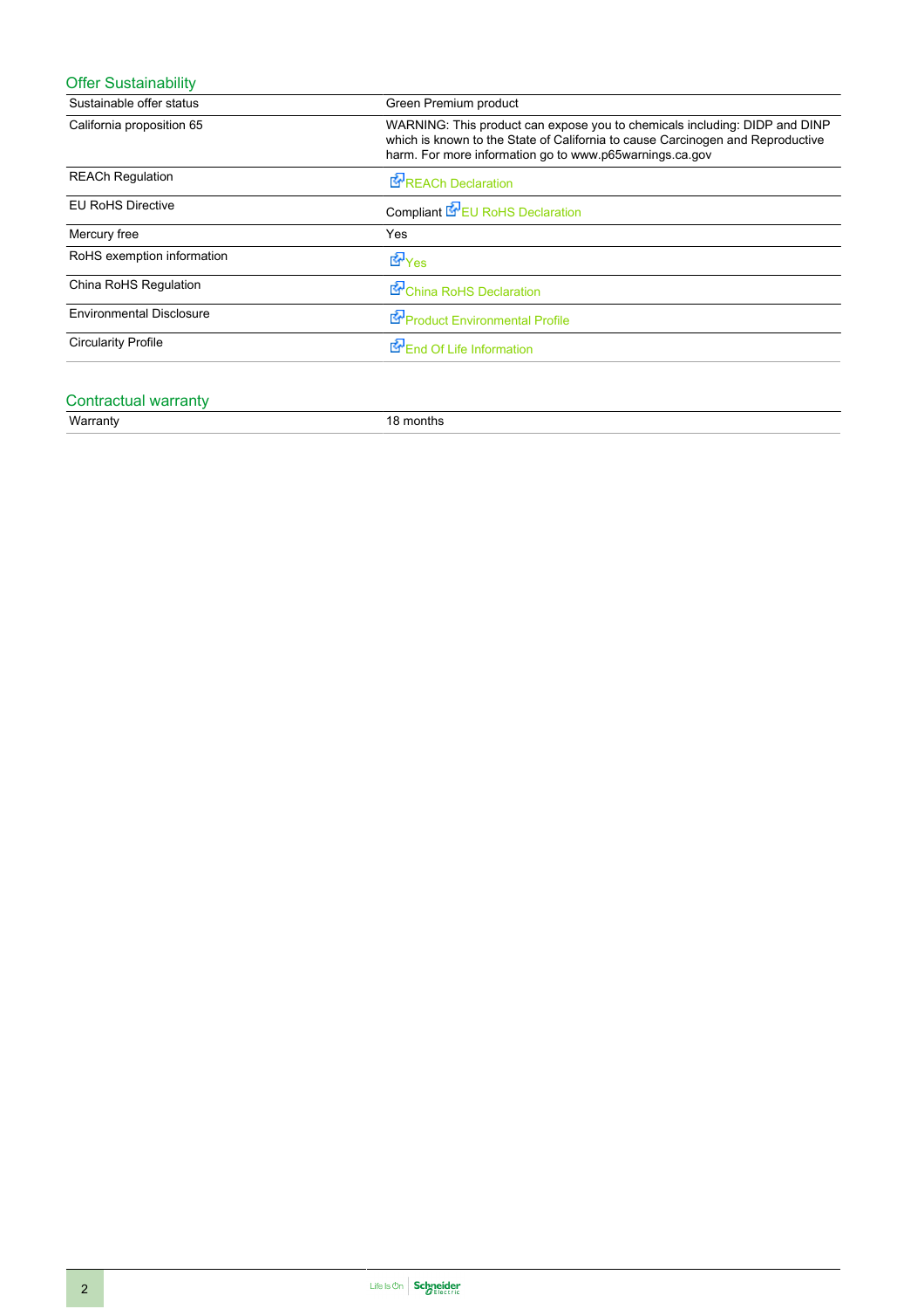## Offer Sustainability

| | |
|---|---|
| Sustainable offer status | Green Premium product |
| California proposition 65 | WARNING: This product can expose you to chemicals including: DIDP and DINP which is known to the State of California to cause Carcinogen and Reproductive harm. For more information go to www.p65warnings.ca.gov |
| REACh Regulation | REACh Declaration |
| EU RoHS Directive | Compliant EU RoHS Declaration |
| Mercury free | Yes |
| RoHS exemption information | Yes |
| China RoHS Regulation | China RoHS Declaration |
| Environmental Disclosure | Product Environmental Profile |
| Circularity Profile | End Of Life Information |

## Contractual warranty

| | |
|---|---|
| Warranty | 18 months |